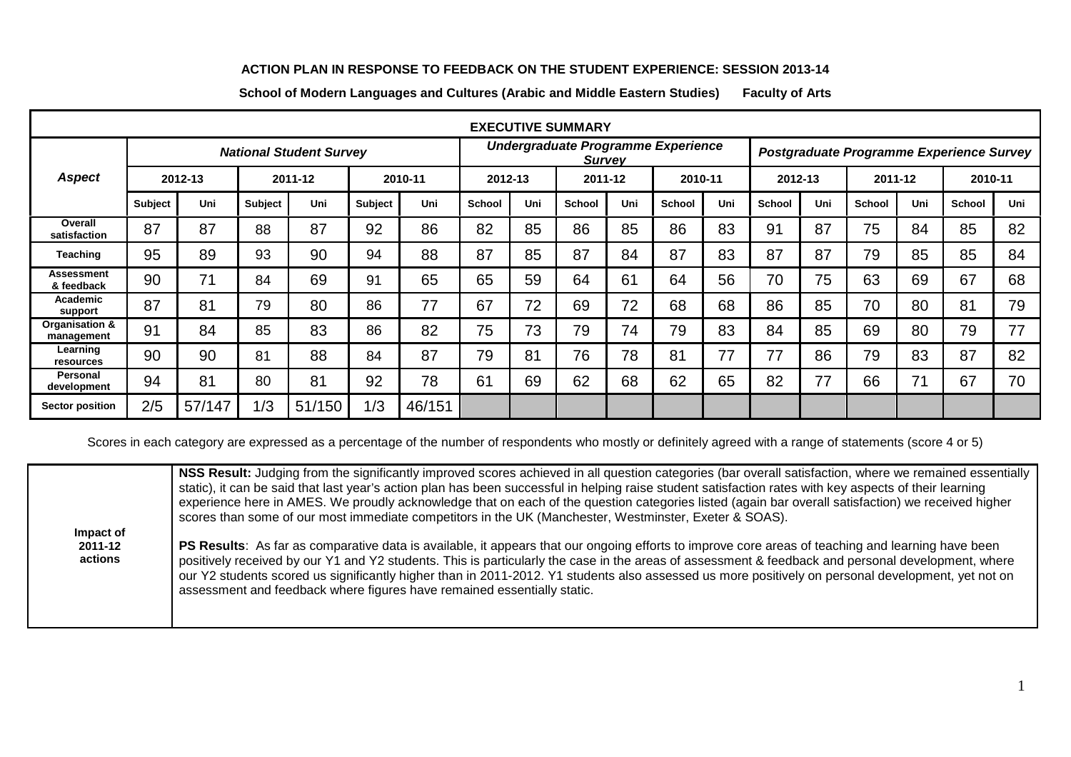**ACTION PLAN IN RESPONSE TO FEEDBACK ON THE STUDENT EXPERIENCE: SESSION 2013-14**

**School of Modern Languages and Cultures (Arabic and Middle Eastern Studies) Faculty of Arts**

| **EXECUTIVE SUMMARY** | | | | | | | | | | | | | | | | | | |
|---|---|---|---|---|---|---|---|---|---|---|---|---|---|---|---|---|---|---|
| ***Aspect*** | ***National Student Survey*** | | | | | | ***Undergraduate Programme Experience Survey*** | | | | | | ***Postgraduate Programme Experience Survey*** | | | | | |
| | **2012-13** | | **2011-12** | | **2010-11** | | **2012-13** | | **2011-12** | | **2010-11** | | **2012-13** | | **2011-12** | | **2010-11** | |
| | **Subject** | **Uni** | **Subject** | **Uni** | **Subject** | **Uni** | **School** | **Uni** | **School** | **Uni** | **School** | **Uni** | **School** | **Uni** | **School** | **Uni** | **School** | **Uni** |
| **Overall satisfaction** | 87 | 87 | 88 | 87 | 92 | 86 | 82 | 85 | 86 | 85 | 86 | 83 | 91 | 87 | 75 | 84 | 85 | 82 |
| **Teaching** | 95 | 89 | 93 | 90 | 94 | 88 | 87 | 85 | 87 | 84 | 87 | 83 | 87 | 87 | 79 | 85 | 85 | 84 |
| **Assessment & feedback** | 90 | 71 | 84 | 69 | 91 | 65 | 65 | 59 | 64 | 61 | 64 | 56 | 70 | 75 | 63 | 69 | 67 | 68 |
| **Academic support** | 87 | 81 | 79 | 80 | 86 | 77 | 67 | 72 | 69 | 72 | 68 | 68 | 86 | 85 | 70 | 80 | 81 | 79 |
| **Organisation & management** | 91 | 84 | 85 | 83 | 86 | 82 | 75 | 73 | 79 | 74 | 79 | 83 | 84 | 85 | 69 | 80 | 79 | 77 |
| **Learning resources** | 90 | 90 | 81 | 88 | 84 | 87 | 79 | 81 | 76 | 78 | 81 | 77 | 77 | 86 | 79 | 83 | 87 | 82 |
| **Personal development** | 94 | 81 | 80 | 81 | 92 | 78 | 61 | 69 | 62 | 68 | 62 | 65 | 82 | 77 | 66 | 71 | 67 | 70 |
| **Sector position** | 2/5 | 57/147 | 1/3 | 51/150 | 1/3 | 46/151 | | | | | | | | | | | | |

Scores in each category are expressed as a percentage of the number of respondents who mostly or definitely agreed with a range of statements (score 4 or 5)

| | |
|---|---|
| **Impact of 2011-12 actions** | **NSS Result:** Judging from the significantly improved scores achieved in all question categories (bar overall satisfaction, where we remained essentially static), it can be said that last year's action plan has been successful in helping raise student satisfaction rates with key aspects of their learning experience here in AMES. We proudly acknowledge that on each of the question categories listed (again bar overall satisfaction) we received higher scores than some of our most immediate competitors in the UK (Manchester, Westminster, Exeter & SOAS).<br><br>**PS Results**: As far as comparative data is available, it appears that our ongoing efforts to improve core areas of teaching and learning have been positively received by our Y1 and Y2 students. This is particularly the case in the areas of assessment & feedback and personal development, where our Y2 students scored us significantly higher than in 2011-2012. Y1 students also assessed us more positively on personal development, yet not on assessment and feedback where figures have remained essentially static. |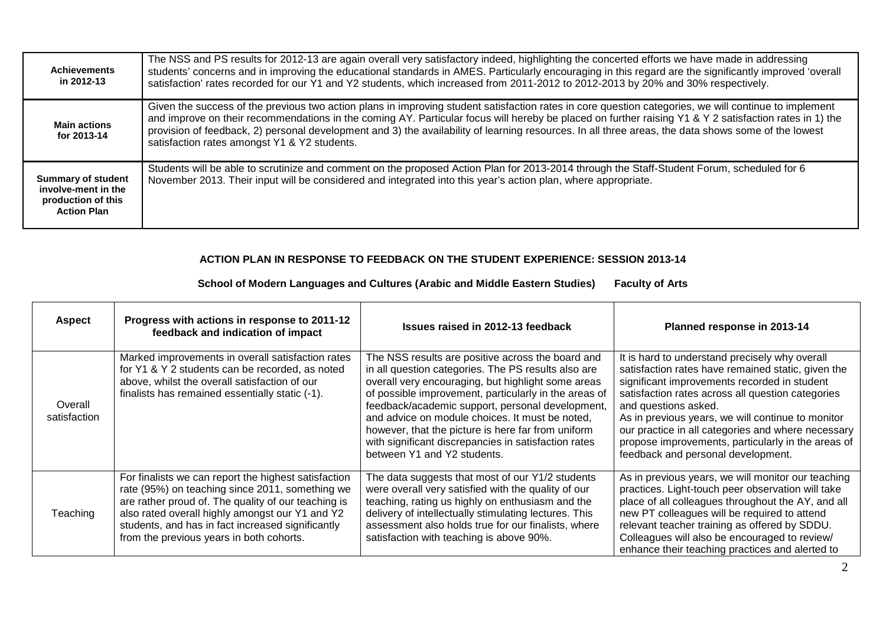| | |
|---|---|
| **Achievements in 2012-13** | The NSS and PS results for 2012-13 are again overall very satisfactory indeed, highlighting the concerted efforts we have made in addressing students' concerns and in improving the educational standards in AMES. Particularly encouraging in this regard are the significantly improved 'overall satisfaction' rates recorded for our Y1 and Y2 students, which increased from 2011-2012 to 2012-2013 by 20% and 30% respectively. |
| **Main actions for 2013-14** | Given the success of the previous two action plans in improving student satisfaction rates in core question categories, we will continue to implement and improve on their recommendations in the coming AY. Particular focus will hereby be placed on further raising Y1 & Y 2 satisfaction rates in 1) the provision of feedback, 2) personal development and 3) the availability of learning resources. In all three areas, the data shows some of the lowest satisfaction rates amongst Y1 & Y2 students. |
| **Summary of student involve-ment in the production of this Action Plan** | Students will be able to scrutinize and comment on the proposed Action Plan for 2013-2014 through the Staff-Student Forum, scheduled for 6 November 2013. Their input will be considered and integrated into this year's action plan, where appropriate. |

**ACTION PLAN IN RESPONSE TO FEEDBACK ON THE STUDENT EXPERIENCE: SESSION 2013-14**

**School of Modern Languages and Cultures (Arabic and Middle Eastern Studies) Faculty of Arts**

| Aspect | Progress with actions in response to 2011-12 feedback and indication of impact | Issues raised in 2012-13 feedback | Planned response in 2013-14 |
|---|---|---|---|
| Overall satisfaction | Marked improvements in overall satisfaction rates for Y1 & Y 2 students can be recorded, as noted above, whilst the overall satisfaction of our finalists has remained essentially static (-1). | The NSS results are positive across the board and in all question categories. The PS results also are overall very encouraging, but highlight some areas of possible improvement, particularly in the areas of feedback/academic support, personal development, and advice on module choices. It must be noted, however, that the picture is here far from uniform with significant discrepancies in satisfaction rates between Y1 and Y2 students. | It is hard to understand precisely why overall satisfaction rates have remained static, given the significant improvements recorded in student satisfaction rates across all question categories and questions asked.<br>As in previous years, we will continue to monitor our practice in all categories and where necessary propose improvements, particularly in the areas of feedback and personal development. |
| Teaching | For finalists we can report the highest satisfaction rate (95%) on teaching since 2011, something we are rather proud of. The quality of our teaching is also rated overall highly amongst our Y1 and Y2 students, and has in fact increased significantly from the previous years in both cohorts. | The data suggests that most of our Y1/2 students were overall very satisfied with the quality of our teaching, rating us highly on enthusiasm and the delivery of intellectually stimulating lectures. This assessment also holds true for our finalists, where satisfaction with teaching is above 90%. | As in previous years, we will monitor our teaching practices. Light-touch peer observation will take place of all colleagues throughout the AY, and all new PT colleagues will be required to attend relevant teacher training as offered by SDDU. Colleagues will also be encouraged to review/ enhance their teaching practices and alerted to |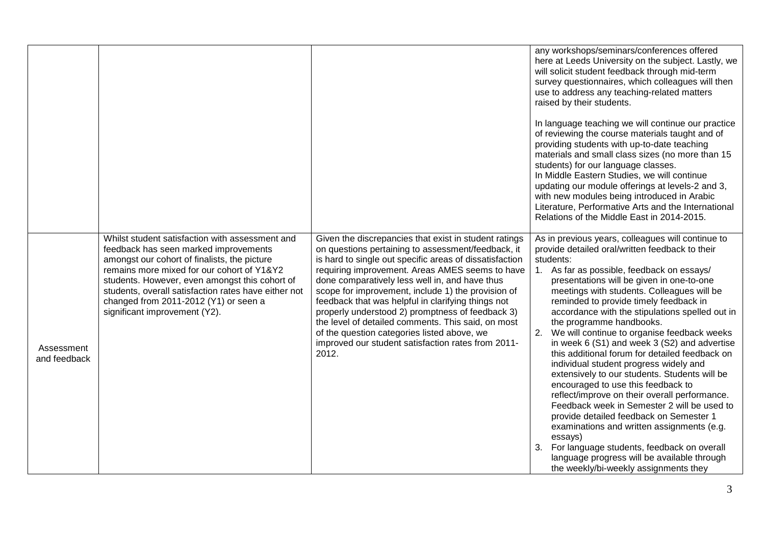| | | | |
|---|---|---|---|
| | | | any workshops/seminars/conferences offered here at Leeds University on the subject. Lastly, we will solicit student feedback through mid-term survey questionnaires, which colleagues will then use to address any teaching-related matters raised by their students.<br><br>In language teaching we will continue our practice of reviewing the course materials taught and of providing students with up-to-date teaching materials and small class sizes (no more than 15 students) for our language classes.<br>In Middle Eastern Studies, we will continue updating our module offerings at levels-2 and 3, with new modules being introduced in Arabic Literature, Performative Arts and the International Relations of the Middle East in 2014-2015. |
| Assessment and feedback | Whilst student satisfaction with assessment and feedback has seen marked improvements amongst our cohort of finalists, the picture remains more mixed for our cohort of Y1&Y2 students. However, even amongst this cohort of students, overall satisfaction rates have either not changed from 2011-2012 (Y1) or seen a significant improvement (Y2). | Given the discrepancies that exist in student ratings on questions pertaining to assessment/feedback, it is hard to single out specific areas of dissatisfaction requiring improvement. Areas AMES seems to have done comparatively less well in, and have thus scope for improvement, include 1) the provision of feedback that was helpful in clarifying things not properly understood 2) promptness of feedback 3) the level of detailed comments. This said, on most of the question categories listed above, we improved our student satisfaction rates from 2011-2012. | As in previous years, colleagues will continue to provide detailed oral/written feedback to their students:<br>1. As far as possible, feedback on essays/ presentations will be given in one-to-one meetings with students. Colleagues will be reminded to provide timely feedback in accordance with the stipulations spelled out in the programme handbooks.<br>2. We will continue to organise feedback weeks in week 6 (S1) and week 3 (S2) and advertise this additional forum for detailed feedback on individual student progress widely and extensively to our students. Students will be encouraged to use this feedback to reflect/improve on their overall performance. Feedback week in Semester 2 will be used to provide detailed feedback on Semester 1 examinations and written assignments (e.g. essays)<br>3. For language students, feedback on overall language progress will be available through the weekly/bi-weekly assignments they |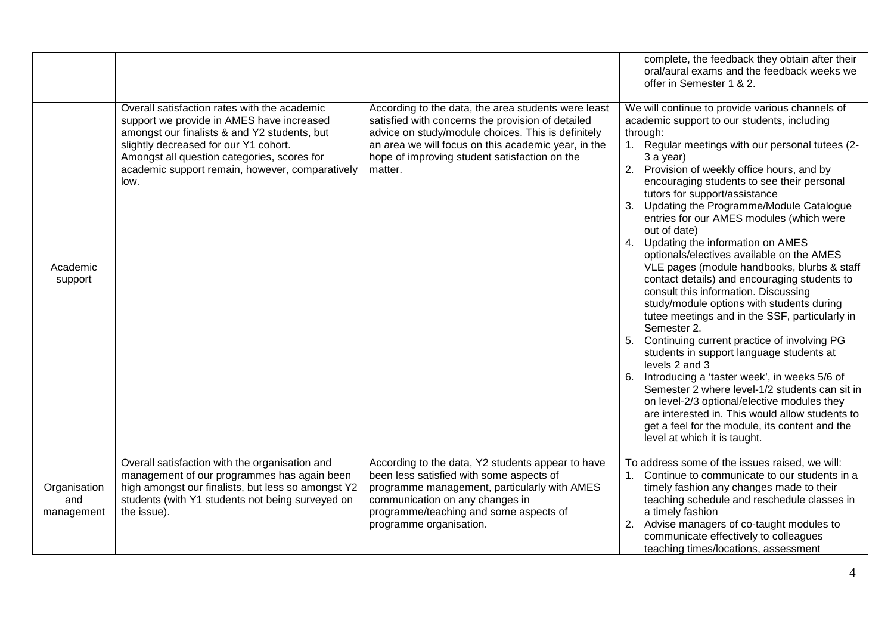| | | | |
|---|---|---|---|
| | | | complete, the feedback they obtain after their oral/aural exams and the feedback weeks we offer in Semester 1 & 2. |
| Academic support | Overall satisfaction rates with the academic support we provide in AMES have increased amongst our finalists & and Y2 students, but slightly decreased for our Y1 cohort.<br>Amongst all question categories, scores for academic support remain, however, comparatively low. | According to the data, the area students were least satisfied with concerns the provision of detailed advice on study/module choices. This is definitely an area we will focus on this academic year, in the hope of improving student satisfaction on the matter. | We will continue to provide various channels of academic support to our students, including through:<br>1. Regular meetings with our personal tutees (2-3 a year)<br>2. Provision of weekly office hours, and by encouraging students to see their personal tutors for support/assistance<br>3. Updating the Programme/Module Catalogue entries for our AMES modules (which were out of date)<br>4. Updating the information on AMES optionals/electives available on the AMES VLE pages (module handbooks, blurbs & staff contact details) and encouraging students to consult this information. Discussing study/module options with students during tutee meetings and in the SSF, particularly in Semester 2.<br>5. Continuing current practice of involving PG students in support language students at levels 2 and 3<br>6. Introducing a 'taster week', in weeks 5/6 of Semester 2 where level-1/2 students can sit in on level-2/3 optional/elective modules they are interested in. This would allow students to get a feel for the module, its content and the level at which it is taught. |
| Organisation and management | Overall satisfaction with the organisation and management of our programmes has again been high amongst our finalists, but less so amongst Y2 students (with Y1 students not being surveyed on the issue). | According to the data, Y2 students appear to have been less satisfied with some aspects of programme management, particularly with AMES communication on any changes in programme/teaching and some aspects of programme organisation. | To address some of the issues raised, we will:<br>1. Continue to communicate to our students in a timely fashion any changes made to their teaching schedule and reschedule classes in a timely fashion<br>2. Advise managers of co-taught modules to communicate effectively to colleagues teaching times/locations, assessment |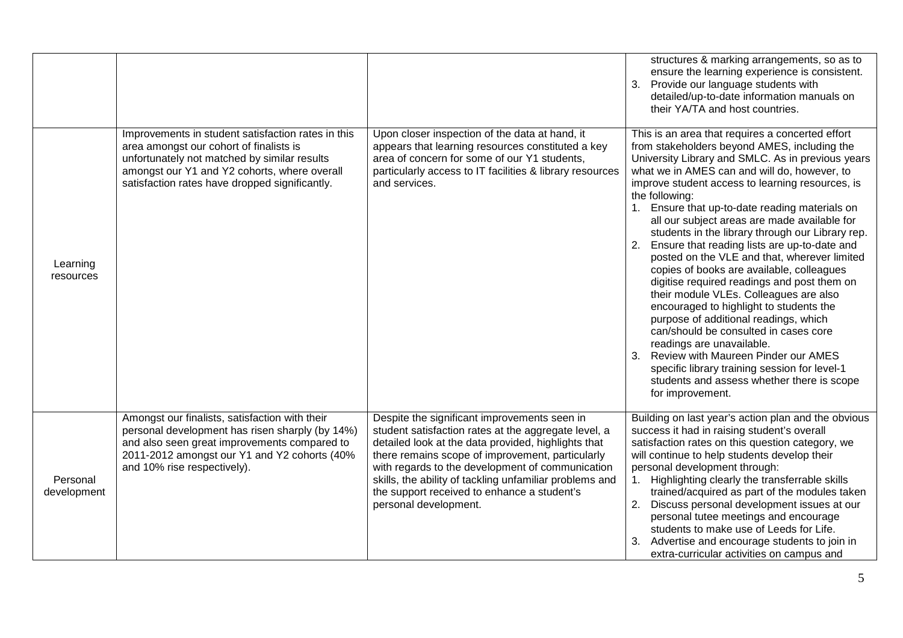| | | | |
|---|---|---|---|
| | | | structures & marking arrangements, so as to ensure the learning experience is consistent.<br>3. Provide our language students with detailed/up-to-date information manuals on their YA/TA and host countries. |
| Learning resources | Improvements in student satisfaction rates in this area amongst our cohort of finalists is unfortunately not matched by similar results amongst our Y1 and Y2 cohorts, where overall satisfaction rates have dropped significantly. | Upon closer inspection of the data at hand, it appears that learning resources constituted a key area of concern for some of our Y1 students, particularly access to IT facilities & library resources and services. | This is an area that requires a concerted effort from stakeholders beyond AMES, including the University Library and SMLC. As in previous years what we in AMES can and will do, however, to improve student access to learning resources, is the following:<br>1. Ensure that up-to-date reading materials on all our subject areas are made available for students in the library through our Library rep.<br>2. Ensure that reading lists are up-to-date and posted on the VLE and that, wherever limited copies of books are available, colleagues digitise required readings and post them on their module VLEs. Colleagues are also encouraged to highlight to students the purpose of additional readings, which can/should be consulted in cases core readings are unavailable.<br>3. Review with Maureen Pinder our AMES specific library training session for level-1 students and assess whether there is scope for improvement. |
| Personal development | Amongst our finalists, satisfaction with their personal development has risen sharply (by 14%) and also seen great improvements compared to 2011-2012 amongst our Y1 and Y2 cohorts (40% and 10% rise respectively). | Despite the significant improvements seen in student satisfaction rates at the aggregate level, a detailed look at the data provided, highlights that there remains scope of improvement, particularly with regards to the development of communication skills, the ability of tackling unfamiliar problems and the support received to enhance a student's personal development. | Building on last year's action plan and the obvious success it had in raising student's overall satisfaction rates on this question category, we will continue to help students develop their personal development through:<br>1. Highlighting clearly the transferrable skills trained/acquired as part of the modules taken<br>2. Discuss personal development issues at our personal tutee meetings and encourage students to make use of Leeds for Life.<br>3. Advertise and encourage students to join in extra-curricular activities on campus and |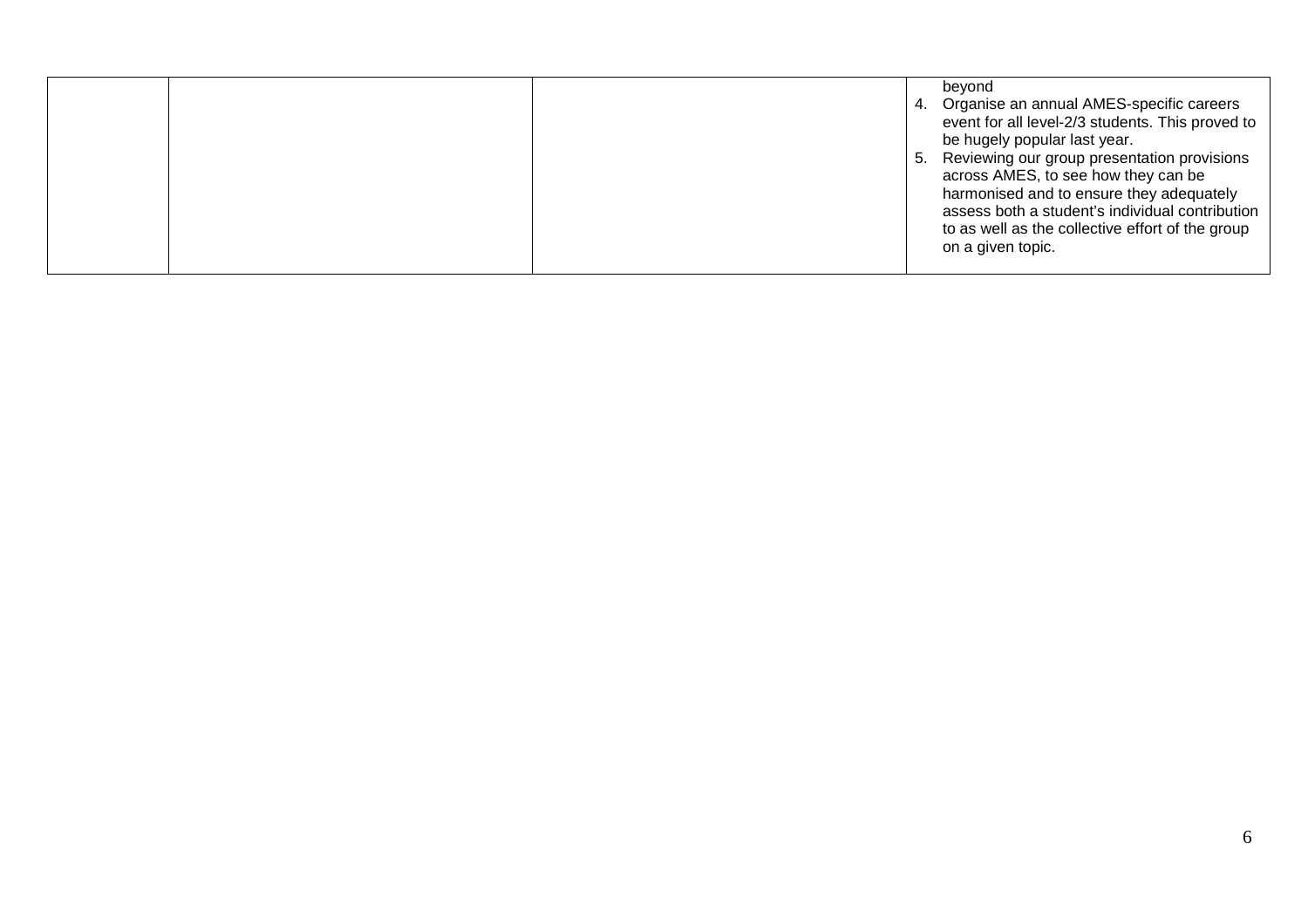| | | | |
|---|---|---|---|
| | | | beyond<br>4. Organise an annual AMES-specific careers event for all level-2/3 students. This proved to be hugely popular last year.<br>5. Reviewing our group presentation provisions across AMES, to see how they can be harmonised and to ensure they adequately assess both a student's individual contribution to as well as the collective effort of the group on a given topic. |